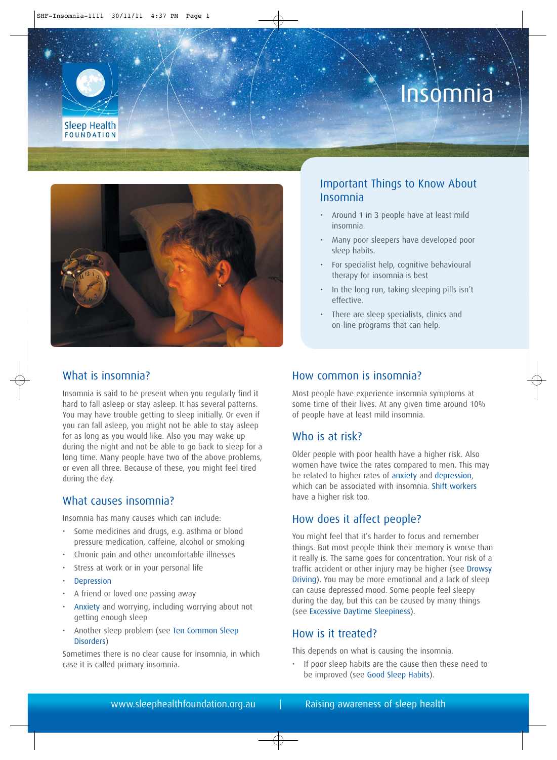# Insomnia

Sleep Health FOUNDATION

## Important Things to Know About Insomnia

- Around 1 in 3 people have at least mild insomnia.
- Many poor sleepers have developed poor sleep habits.
- For specialist help, cognitive behavioural therapy for insomnia is best
- In the long run, taking sleeping pills isn't effective.
- There are sleep specialists, clinics and on-line programs that can help.

## What is insomnia?

Insomnia is said to be present when you regularly find it hard to fall asleep or stay asleep. It has several patterns. You may have trouble getting to sleep initially. Or even if you can fall asleep, you might not be able to stay asleep for as long as you would like. Also you may wake up during the night and not be able to go back to sleep for a long time. Many people have two of the above problems, or even all three. Because of these, you might feel tired during the day.

## What causes insomnia?

Insomnia has many causes which can include:

- Some medicines and drugs, e.g. asthma or blood pressure medication, caffeine, alcohol or smoking
- Chronic pain and other uncomfortable illnesses
- Stress at work or in your personal life
- Depression
- A friend or loved one passing away
- Anxiety and worrying, including worrying about not getting enough sleep
- Another sleep problem (see Ten Common Sleep Disorders)

Sometimes there is no clear cause for insomnia, in which case it is called primary insomnia.

## How common is insomnia?

Most people have experience insomnia symptoms at some time of their lives. At any given time around 10% of people have at least mild insomnia.

## Who is at risk?

Older people with poor health have a higher risk. Also women have twice the rates compared to men. This may be related to higher rates of anxiety and depression, which can be associated with insomnia. Shift workers have a higher risk too.

## How does it affect people?

You might feel that it's harder to focus and remember things. But most people think their memory is worse than it really is. The same goes for concentration. Your risk of a traffic accident or other injury may be higher (see Drowsy Driving). You may be more emotional and a lack of sleep can cause depressed mood. Some people feel sleepy during the day, but this can be caused by many things (see Excessive Daytime Sleepiness).

## How is it treated?

This depends on what is causing the insomnia.

- If poor sleep habits are the cause then these need to be improved (see Good Sleep Habits).

www.sleephealthfoundation.org.au | Raising awareness of sleep health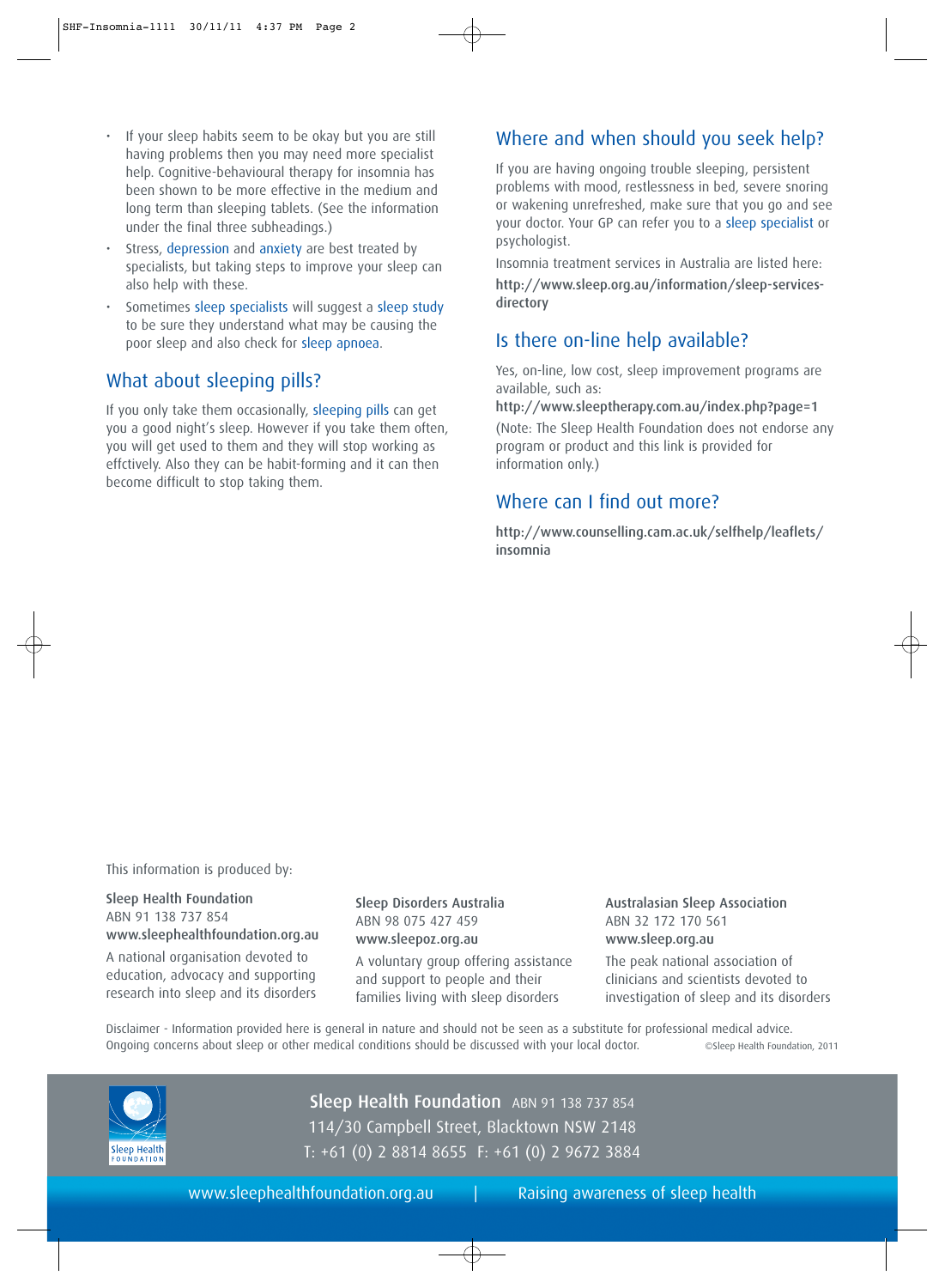- If your sleep habits seem to be okay but you are still having problems then you may need more specialist help. Cognitive-behavioural therapy for insomnia has been shown to be more effective in the medium and long term than sleeping tablets. (See the information under the final three subheadings.)
- Stress, depression and anxiety are best treated by specialists, but taking steps to improve your sleep can also help with these.
- Sometimes sleep specialists will suggest a sleep study to be sure they understand what may be causing the poor sleep and also check for sleep apnoea.

## What about sleeping pills?

If you only take them occasionally, sleeping pills can get you a good night's sleep. However if you take them often, you will get used to them and they will stop working as effctively. Also they can be habit-forming and it can then become difficult to stop taking them.

## Where and when should you seek help?

If you are having ongoing trouble sleeping, persistent problems with mood, restlessness in bed, severe snoring or wakening unrefreshed, make sure that you go and see your doctor. Your GP can refer you to a sleep specialist or psychologist.

Insomnia treatment services in Australia are listed here:

**http://www.sleep.org.au/information/sleep-services-directory**

## Is there on-line help available?

Yes, on-line, low cost, sleep improvement programs are available, such as:

**http://www.sleeptherapy.com.au/index.php?page=1**

(Note: The Sleep Health Foundation does not endorse any program or product and this link is provided for information only.)

## Where can I find out more?

**http://www.counselling.cam.ac.uk/selfhelp/leaflets/insomnia**

This information is produced by:

**Sleep Health Foundation**
ABN 91 138 737 854
**www.sleephealthfoundation.org.au**
A national organisation devoted to education, advocacy and supporting research into sleep and its disorders

**Sleep Disorders Australia**
ABN 98 075 427 459
**www.sleepoz.org.au**
A voluntary group offering assistance and support to people and their families living with sleep disorders

**Australasian Sleep Association**
ABN 32 172 170 561
**www.sleep.org.au**
The peak national association of clinicians and scientists devoted to investigation of sleep and its disorders

Disclaimer - Information provided here is general in nature and should not be seen as a substitute for professional medical advice. Ongoing concerns about sleep or other medical conditions should be discussed with your local doctor. ©Sleep Health Foundation, 2011

**Sleep Health Foundation** ABN 91 138 737 854
114/30 Campbell Street, Blacktown NSW 2148
T: +61 (0) 2 8814 8655 F: +61 (0) 2 9672 3884

www.sleephealthfoundation.org.au | Raising awareness of sleep health